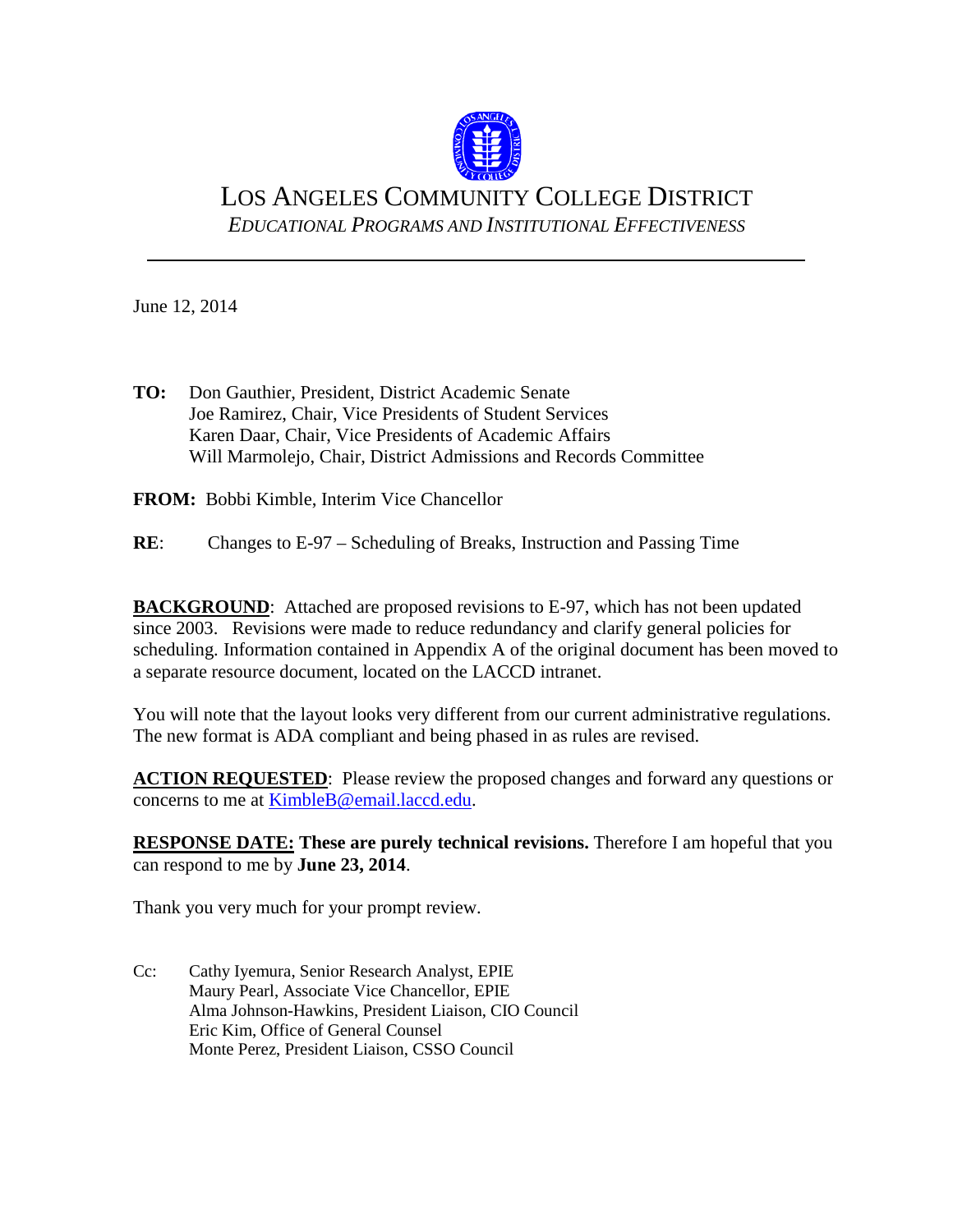# LOS ANGELES COMMUNITY COLLEGE DISTRICT

*EDUCATIONAL PROGRAMS AND INSTITUTIONAL EFFECTIVENESS*

---

June 12, 2014

**TO:** Don Gauthier, President, District Academic Senate
Joe Ramirez, Chair, Vice Presidents of Student Services
Karen Daar, Chair, Vice Presidents of Academic Affairs
Will Marmolejo, Chair, District Admissions and Records Committee

**FROM:** Bobbi Kimble, Interim Vice Chancellor

**RE**: Changes to E-97 – Scheduling of Breaks, Instruction and Passing Time

**BACKGROUND**: Attached are proposed revisions to E-97, which has not been updated since 2003. Revisions were made to reduce redundancy and clarify general policies for scheduling. Information contained in Appendix A of the original document has been moved to a separate resource document, located on the LACCD intranet.

You will note that the layout looks very different from our current administrative regulations. The new format is ADA compliant and being phased in as rules are revised.

**ACTION REQUESTED**: Please review the proposed changes and forward any questions or concerns to me at KimbleB@email.laccd.edu.

**RESPONSE DATE:** **These are purely technical revisions.** Therefore I am hopeful that you can respond to me by **June 23, 2014**.

Thank you very much for your prompt review.

Cc: Cathy Iyemura, Senior Research Analyst, EPIE
Maury Pearl, Associate Vice Chancellor, EPIE
Alma Johnson-Hawkins, President Liaison, CIO Council
Eric Kim, Office of General Counsel
Monte Perez, President Liaison, CSSO Council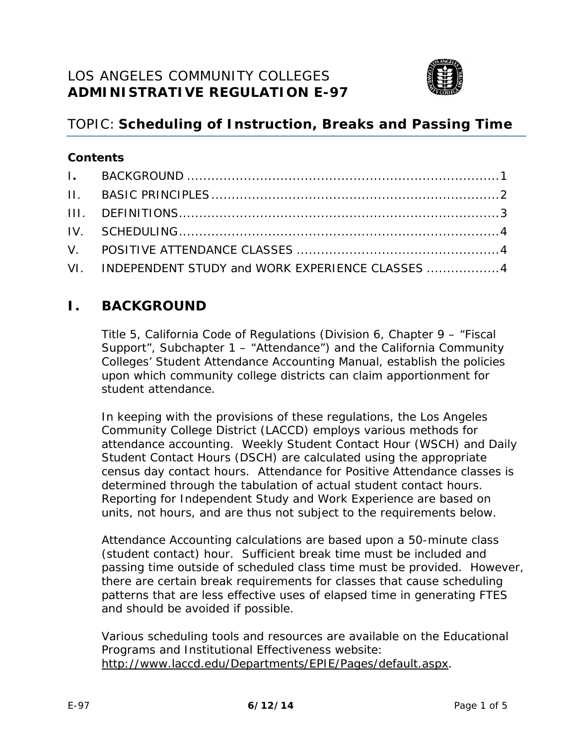# LOS ANGELES COMMUNITY COLLEGES
# **ADMINISTRATIVE REGULATION E-97**

## TOPIC: **Scheduling of Instruction, Breaks and Passing Time**

**Contents**

- I. BACKGROUND ............................................................................1
- II. BASIC PRINCIPLES.....................................................................2
- III. DEFINITIONS.............................................................................3
- IV. SCHEDULING.............................................................................4
- V. POSITIVE ATTENDANCE CLASSES ..................................................4
- VI. INDEPENDENT STUDY and WORK EXPERIENCE CLASSES ..................4

## I. BACKGROUND

Title 5, California Code of Regulations (Division 6, Chapter 9 – "Fiscal Support", Subchapter 1 – "Attendance") and the California Community Colleges' Student Attendance Accounting Manual, establish the policies upon which community college districts can claim apportionment for student attendance.

In keeping with the provisions of these regulations, the Los Angeles Community College District (LACCD) employs various methods for attendance accounting. Weekly Student Contact Hour (WSCH) and Daily Student Contact Hours (DSCH) are calculated using the appropriate census day contact hours. Attendance for Positive Attendance classes is determined through the tabulation of actual student contact hours. Reporting for Independent Study and Work Experience are based on units, not hours, and are thus not subject to the requirements below.

Attendance Accounting calculations are based upon a 50-minute class (student contact) hour. Sufficient break time must be included and passing time outside of scheduled class time must be provided. However, there are certain break requirements for classes that cause scheduling patterns that are less effective uses of elapsed time in generating FTES and should be avoided if possible.

Various scheduling tools and resources are available on the Educational Programs and Institutional Effectiveness website: http://www.laccd.edu/Departments/EPIE/Pages/default.aspx.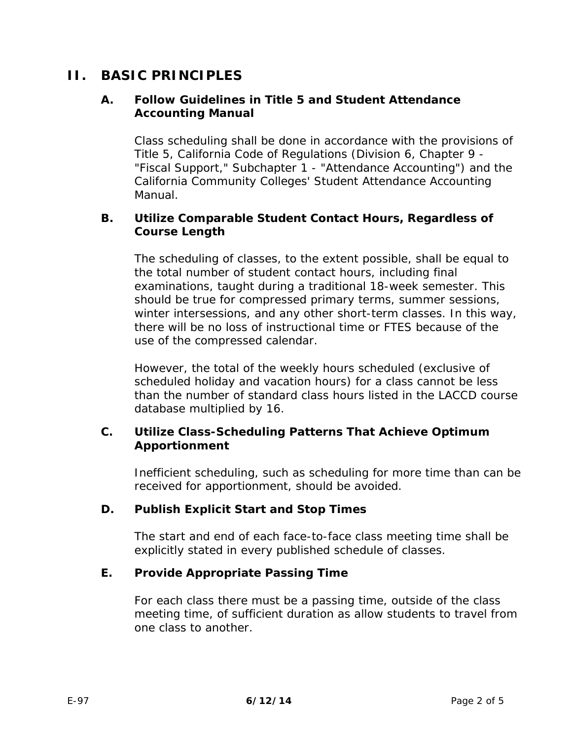## II. BASIC PRINCIPLES

### A. Follow Guidelines in Title 5 and Student Attendance Accounting Manual

Class scheduling shall be done in accordance with the provisions of Title 5, California Code of Regulations (Division 6, Chapter 9 - "Fiscal Support," Subchapter 1 - "Attendance Accounting") and the California Community Colleges' Student Attendance Accounting Manual.

### B. Utilize Comparable Student Contact Hours, Regardless of Course Length

The scheduling of classes, to the extent possible, shall be equal to the total number of student contact hours, including final examinations, taught during a traditional 18-week semester. This should be true for compressed primary terms, summer sessions, winter intersessions, and any other short-term classes. In this way, there will be no loss of instructional time or FTES because of the use of the compressed calendar.

However, the total of the weekly hours scheduled (exclusive of scheduled holiday and vacation hours) for a class cannot be less than the number of standard class hours listed in the LACCD course database multiplied by 16.

### C. Utilize Class-Scheduling Patterns That Achieve Optimum Apportionment

Inefficient scheduling, such as scheduling for more time than can be received for apportionment, should be avoided.

### D. Publish Explicit Start and Stop Times

The start and end of each face-to-face class meeting time shall be explicitly stated in every published schedule of classes.

### E. Provide Appropriate Passing Time

For each class there must be a passing time, outside of the class meeting time, of sufficient duration as allow students to travel from one class to another.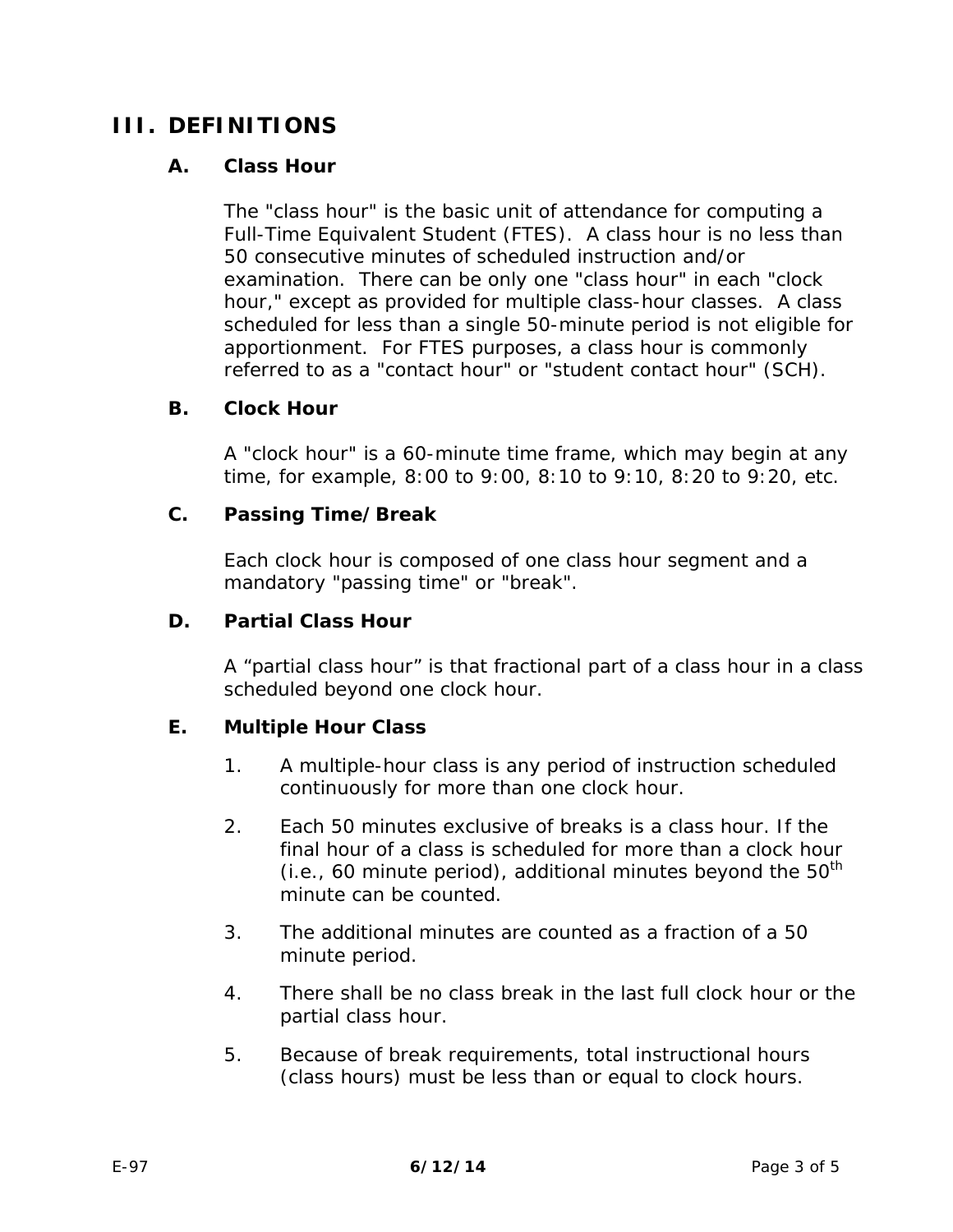## III. DEFINITIONS

### A. Class Hour

The "class hour" is the basic unit of attendance for computing a Full-Time Equivalent Student (FTES). A class hour is no less than 50 consecutive minutes of scheduled instruction and/or examination. There can be only one "class hour" in each "clock hour," except as provided for multiple class-hour classes. A class scheduled for less than a single 50-minute period is not eligible for apportionment. For FTES purposes, a class hour is commonly referred to as a "contact hour" or "student contact hour" (SCH).

### B. Clock Hour

A "clock hour" is a 60-minute time frame, which may begin at any time, for example, 8:00 to 9:00, 8:10 to 9:10, 8:20 to 9:20, etc.

### C. Passing Time/Break

Each clock hour is composed of one class hour segment and a mandatory "passing time" or "break".

### D. Partial Class Hour

A “partial class hour” is that fractional part of a class hour in a class scheduled beyond one clock hour.

### E. Multiple Hour Class

1. A multiple-hour class is any period of instruction scheduled continuously for more than one clock hour.
2. Each 50 minutes exclusive of breaks is a class hour. If the final hour of a class is scheduled for more than a clock hour (i.e., 60 minute period), additional minutes beyond the 50th minute can be counted.
3. The additional minutes are counted as a fraction of a 50 minute period.
4. There shall be no class break in the last full clock hour or the partial class hour.
5. Because of break requirements, total instructional hours (class hours) must be less than or equal to clock hours.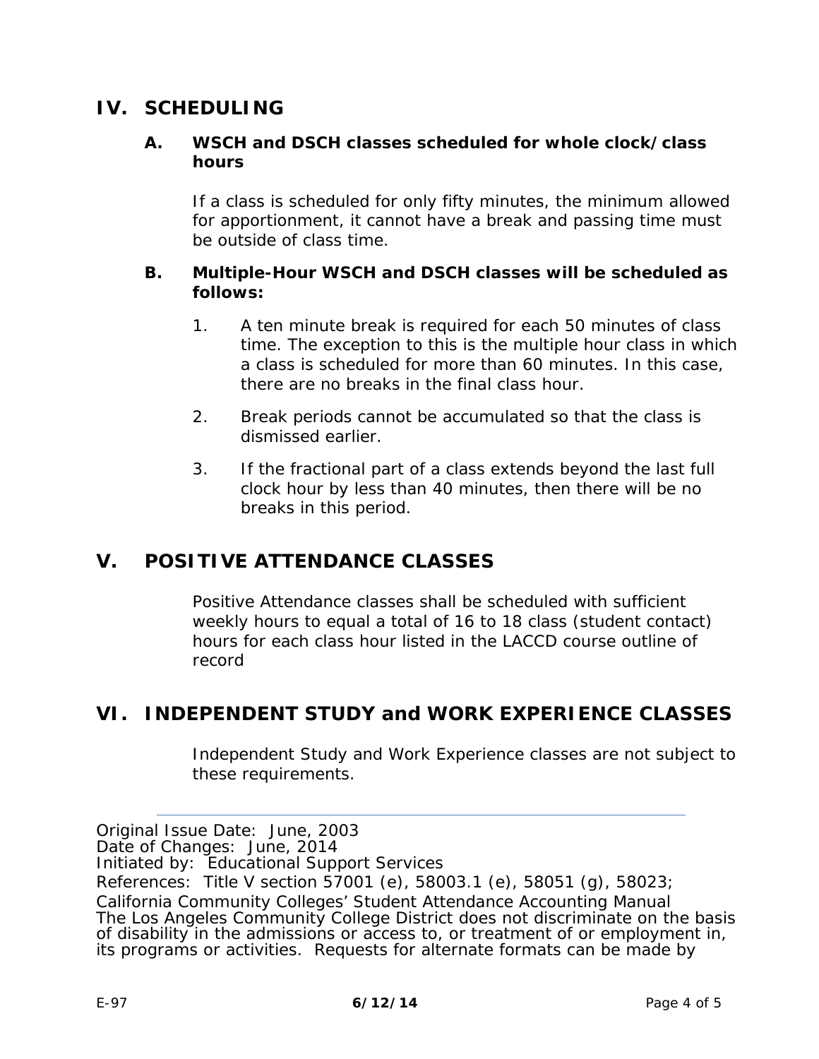## IV. SCHEDULING

### A. WSCH and DSCH classes scheduled for whole clock/class hours

If a class is scheduled for only fifty minutes, the minimum allowed for apportionment, it cannot have a break and passing time must be outside of class time.

### B. Multiple-Hour WSCH and DSCH classes will be scheduled as follows:

1. A ten minute break is required for each 50 minutes of class time. The exception to this is the multiple hour class in which a class is scheduled for more than 60 minutes. In this case, there are no breaks in the final class hour.
2. Break periods cannot be accumulated so that the class is dismissed earlier.
3. If the fractional part of a class extends beyond the last full clock hour by less than 40 minutes, then there will be no breaks in this period.

## V. POSITIVE ATTENDANCE CLASSES

Positive Attendance classes shall be scheduled with sufficient weekly hours to equal a total of 16 to 18 class (student contact) hours for each class hour listed in the LACCD course outline of record

## VI. INDEPENDENT STUDY and WORK EXPERIENCE CLASSES

Independent Study and Work Experience classes are not subject to these requirements.

---

Original Issue Date: June, 2003
Date of Changes: June, 2014
Initiated by: Educational Support Services
References: Title V section 57001 (e), 58003.1 (e), 58051 (g), 58023;
California Community Colleges' Student Attendance Accounting Manual
The Los Angeles Community College District does not discriminate on the basis of disability in the admissions or access to, or treatment of or employment in, its programs or activities. Requests for alternate formats can be made by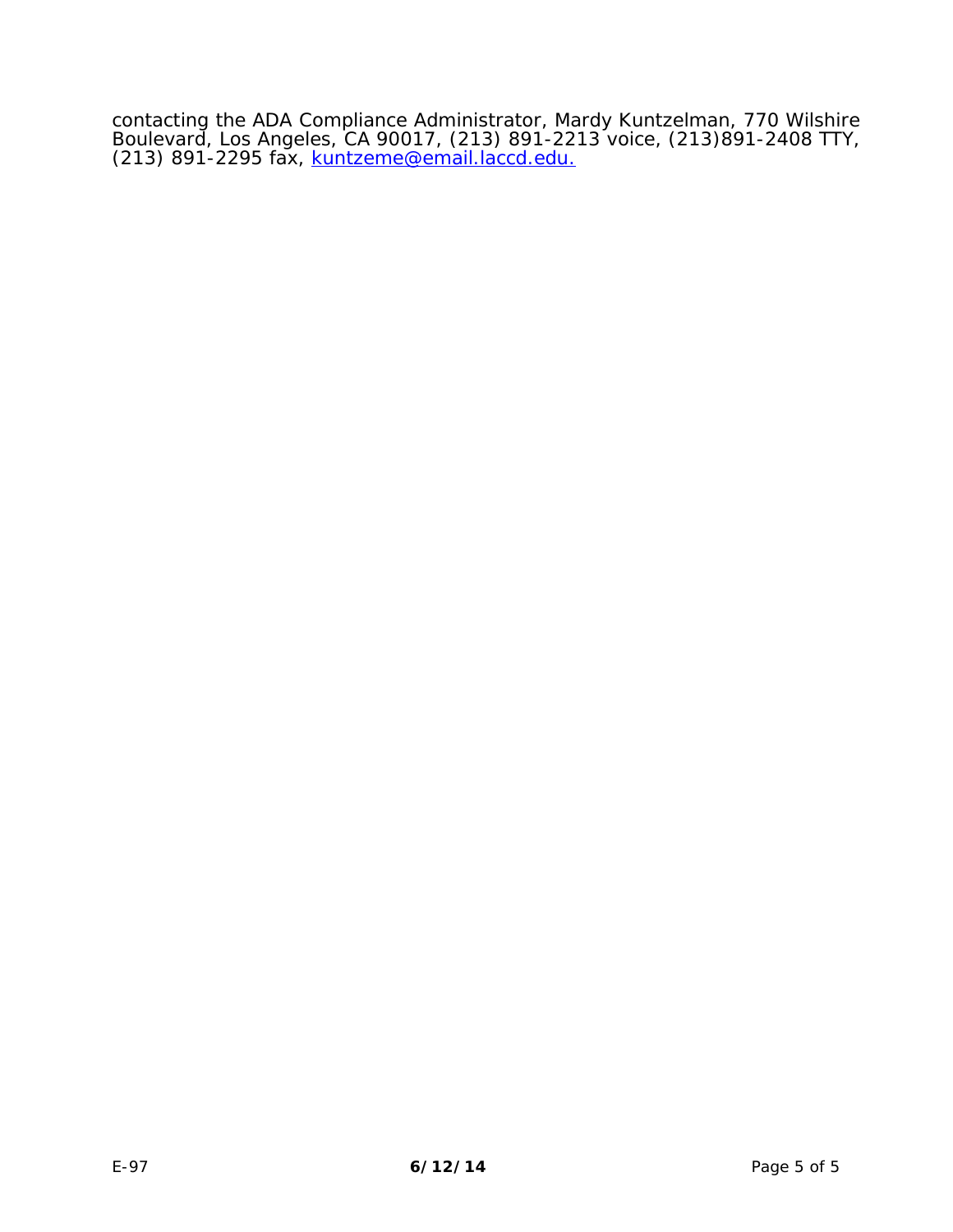contacting the ADA Compliance Administrator, Mardy Kuntzelman, 770 Wilshire Boulevard, Los Angeles, CA 90017, (213) 891-2213 voice, (213)891-2408 TTY, (213) 891-2295 fax, kuntzeme@email.laccd.edu.